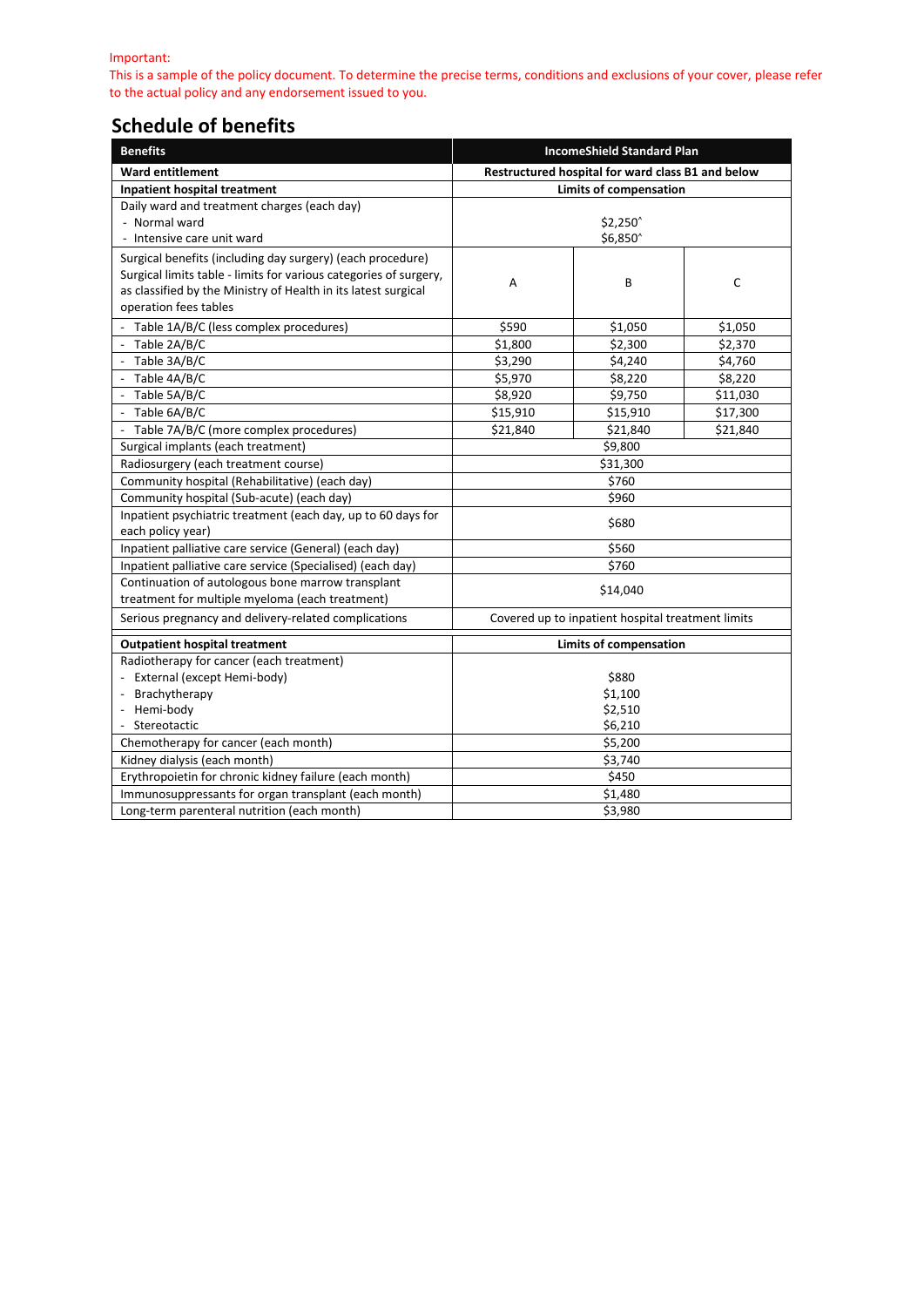Important:
This is a sample of the policy document. To determine the precise terms, conditions and exclusions of your cover, please refer to the actual policy and any endorsement issued to you.

## Schedule of benefits

| Benefits | IncomeShield Standard Plan | | |
|---|---|---|---|
| **Ward entitlement** | **Restructured hospital for ward class B1 and below** | | |
| **Inpatient hospital treatment** | **Limits of compensation** | | |
| Daily ward and treatment charges (each day)<br>- Normal ward<br>- Intensive care unit ward | <br>$2,250^<br>$6,850^ | | |
| Surgical benefits (including day surgery) (each procedure)<br>Surgical limits table - limits for various categories of surgery, as classified by the Ministry of Health in its latest surgical operation fees tables | A | B | C |
| - Table 1A/B/C (less complex procedures) | $590 | $1,050 | $1,050 |
| - Table 2A/B/C | $1,800 | $2,300 | $2,370 |
| - Table 3A/B/C | $3,290 | $4,240 | $4,760 |
| - Table 4A/B/C | $5,970 | $8,220 | $8,220 |
| - Table 5A/B/C | $8,920 | $9,750 | $11,030 |
| - Table 6A/B/C | $15,910 | $15,910 | $17,300 |
| - Table 7A/B/C (more complex procedures) | $21,840 | $21,840 | $21,840 |
| Surgical implants (each treatment) | $9,800 | | |
| Radiosurgery (each treatment course) | $31,300 | | |
| Community hospital (Rehabilitative) (each day) | $760 | | |
| Community hospital (Sub-acute) (each day) | $960 | | |
| Inpatient psychiatric treatment (each day, up to 60 days for each policy year) | $680 | | |
| Inpatient palliative care service (General) (each day) | $560 | | |
| Inpatient palliative care service (Specialised) (each day) | $760 | | |
| Continuation of autologous bone marrow transplant treatment for multiple myeloma (each treatment) | $14,040 | | |
| Serious pregnancy and delivery-related complications | Covered up to inpatient hospital treatment limits | | |
| **Outpatient hospital treatment** | **Limits of compensation** | | |
| Radiotherapy for cancer (each treatment)<br>- External (except Hemi-body)<br>- Brachytherapy<br>- Hemi-body<br>- Stereotactic | <br>$880<br>$1,100<br>$2,510<br>$6,210 | | |
| Chemotherapy for cancer (each month) | $5,200 | | |
| Kidney dialysis (each month) | $3,740 | | |
| Erythropoietin for chronic kidney failure (each month) | $450 | | |
| Immunosuppressants for organ transplant (each month) | $1,480 | | |
| Long-term parenteral nutrition (each month) | $3,980 | | |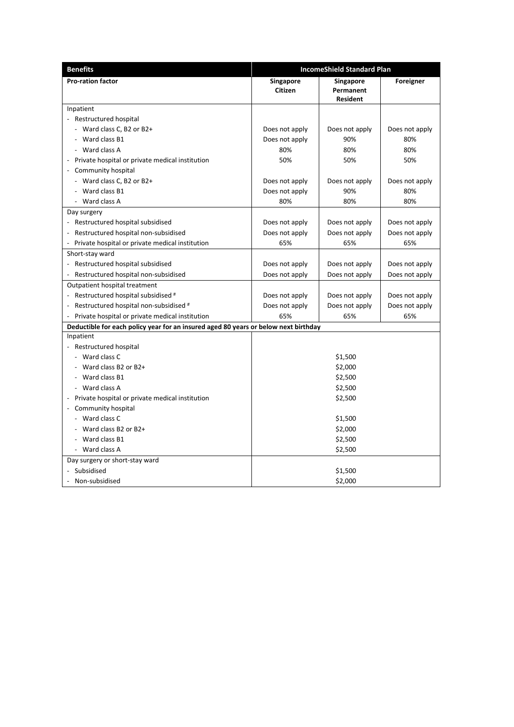| Benefits | IncomeShield Standard Plan | | |
|---|---|---|---|
| **Pro-ration factor** | **Singapore Citizen** | **Singapore Permanent Resident** | **Foreigner** |
| Inpatient | | | |
| - Restructured hospital | | | |
| - Ward class C, B2 or B2+ | Does not apply | Does not apply | Does not apply |
| - Ward class B1 | Does not apply | 90% | 80% |
| - Ward class A | 80% | 80% | 80% |
| - Private hospital or private medical institution | 50% | 50% | 50% |
| - Community hospital | | | |
| - Ward class C, B2 or B2+ | Does not apply | Does not apply | Does not apply |
| - Ward class B1 | Does not apply | 90% | 80% |
| - Ward class A | 80% | 80% | 80% |
| Day surgery | | | |
| - Restructured hospital subsidised | Does not apply | Does not apply | Does not apply |
| - Restructured hospital non-subsidised | Does not apply | Does not apply | Does not apply |
| - Private hospital or private medical institution | 65% | 65% | 65% |
| Short-stay ward | | | |
| - Restructured hospital subsidised | Does not apply | Does not apply | Does not apply |
| - Restructured hospital non-subsidised | Does not apply | Does not apply | Does not apply |
| Outpatient hospital treatment | | | |
| - Restructured hospital subsidised # | Does not apply | Does not apply | Does not apply |
| - Restructured hospital non-subsidised # | Does not apply | Does not apply | Does not apply |
| - Private hospital or private medical institution | 65% | 65% | 65% |
| **Deductible for each policy year for an insured aged 80 years or below next birthday** | | | |
| Inpatient | | | |
| - Restructured hospital | | | |
| - Ward class C | $1,500 | | |
| - Ward class B2 or B2+ | $2,000 | | |
| - Ward class B1 | $2,500 | | |
| - Ward class A | $2,500 | | |
| - Private hospital or private medical institution | $2,500 | | |
| - Community hospital | | | |
| - Ward class C | $1,500 | | |
| - Ward class B2 or B2+ | $2,000 | | |
| - Ward class B1 | $2,500 | | |
| - Ward class A | $2,500 | | |
| Day surgery or short-stay ward | | | |
| - Subsidised | $1,500 | | |
| - Non-subsidised | $2,000 | | |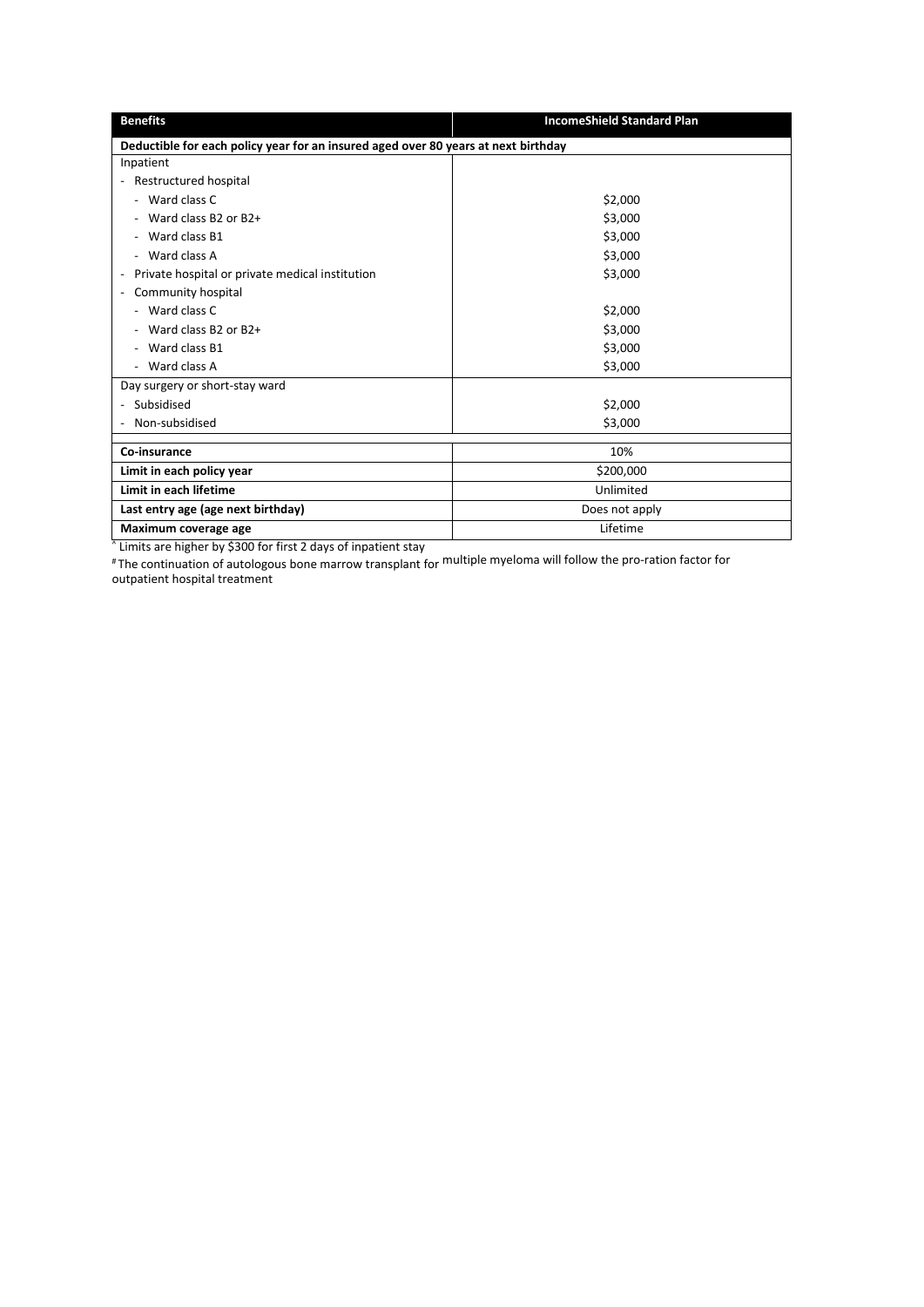| Benefits | IncomeShield Standard Plan |
|---|---|
| **Deductible for each policy year for an insured aged over 80 years at next birthday** | |
| Inpatient | |
| - Restructured hospital | |
| - Ward class C | $2,000 |
| - Ward class B2 or B2+ | $3,000 |
| - Ward class B1 | $3,000 |
| - Ward class A | $3,000 |
| - Private hospital or private medical institution | $3,000 |
| - Community hospital | |
| - Ward class C | $2,000 |
| - Ward class B2 or B2+ | $3,000 |
| - Ward class B1 | $3,000 |
| - Ward class A | $3,000 |
| Day surgery or short-stay ward | |
| - Subsidised | $2,000 |
| - Non-subsidised | $3,000 |
| | |
| **Co-insurance** | 10% |
| **Limit in each policy year** | $200,000 |
| **Limit in each lifetime** | Unlimited |
| **Last entry age (age next birthday)** | Does not apply |
| **Maximum coverage age** | Lifetime |

^ Limits are higher by $300 for first 2 days of inpatient stay

# The continuation of autologous bone marrow transplant for multiple myeloma will follow the pro-ration factor for outpatient hospital treatment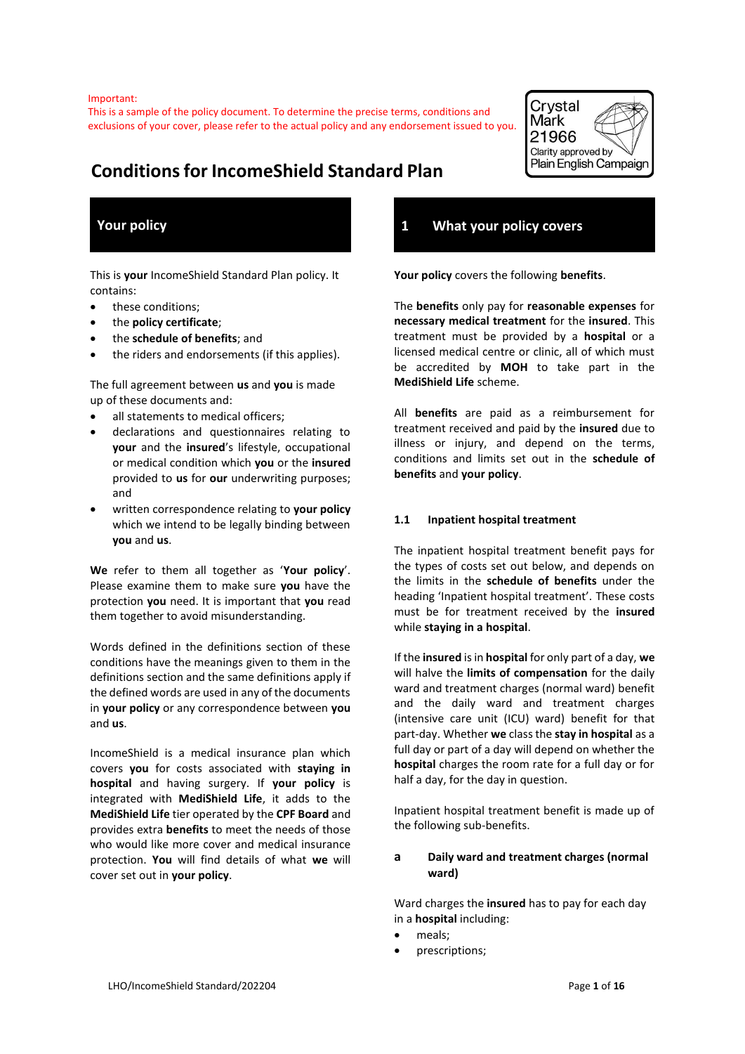Important:
This is a sample of the policy document. To determine the precise terms, conditions and exclusions of your cover, please refer to the actual policy and any endorsement issued to you.

Crystal Mark 21966
Clarity approved by Plain English Campaign

# Conditions for IncomeShield Standard Plan

## Your policy

This is **your** IncomeShield Standard Plan policy. It contains:

- these conditions;
- the **policy certificate**;
- the **schedule of benefits**; and
- the riders and endorsements (if this applies).

The full agreement between **us** and **you** is made up of these documents and:

- all statements to medical officers;
- declarations and questionnaires relating to **your** and the **insured**'s lifestyle, occupational or medical condition which **you** or the **insured** provided to **us** for **our** underwriting purposes; and
- written correspondence relating to **your policy** which we intend to be legally binding between **you** and **us**.

**We** refer to them all together as '**Your policy**'. Please examine them to make sure **you** have the protection **you** need. It is important that **you** read them together to avoid misunderstanding.

Words defined in the definitions section of these conditions have the meanings given to them in the definitions section and the same definitions apply if the defined words are used in any of the documents in **your policy** or any correspondence between **you** and **us**.

IncomeShield is a medical insurance plan which covers **you** for costs associated with **staying in hospital** and having surgery. If **your policy** is integrated with **MediShield Life**, it adds to the **MediShield Life** tier operated by the **CPF Board** and provides extra **benefits** to meet the needs of those who would like more cover and medical insurance protection. **You** will find details of what **we** will cover set out in **your policy**.

## 1 What your policy covers

**Your policy** covers the following **benefits**.

The **benefits** only pay for **reasonable expenses** for **necessary medical treatment** for the **insured**. This treatment must be provided by a **hospital** or a licensed medical centre or clinic, all of which must be accredited by **MOH** to take part in the **MediShield Life** scheme.

All **benefits** are paid as a reimbursement for treatment received and paid by the **insured** due to illness or injury, and depend on the terms, conditions and limits set out in the **schedule of benefits** and **your policy**.

### 1.1 Inpatient hospital treatment

The inpatient hospital treatment benefit pays for the types of costs set out below, and depends on the limits in the **schedule of benefits** under the heading 'Inpatient hospital treatment'. These costs must be for treatment received by the **insured** while **staying in a hospital**.

If the **insured** is in **hospital** for only part of a day, **we** will halve the **limits of compensation** for the daily ward and treatment charges (normal ward) benefit and the daily ward and treatment charges (intensive care unit (ICU) ward) benefit for that part-day. Whether **we** class the **stay in hospital** as a full day or part of a day will depend on whether the **hospital** charges the room rate for a full day or for half a day, for the day in question.

Inpatient hospital treatment benefit is made up of the following sub-benefits.

#### a Daily ward and treatment charges (normal ward)

Ward charges the **insured** has to pay for each day in a **hospital** including:

- meals;
- prescriptions;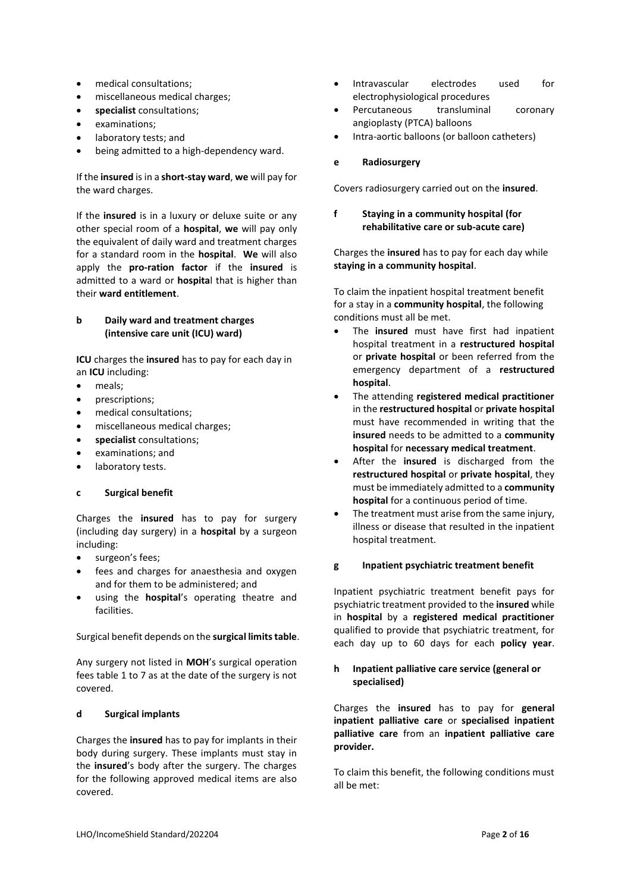- medical consultations;
- miscellaneous medical charges;
- **specialist** consultations;
- examinations;
- laboratory tests; and
- being admitted to a high-dependency ward.

If the **insured** is in a **short-stay ward**, **we** will pay for the ward charges.

If the **insured** is in a luxury or deluxe suite or any other special room of a **hospital**, **we** will pay only the equivalent of daily ward and treatment charges for a standard room in the **hospital**. **We** will also apply the **pro-ration factor** if the **insured** is admitted to a ward or **hospita**l that is higher than their **ward entitlement**.

### b Daily ward and treatment charges (intensive care unit (ICU) ward)

**ICU** charges the **insured** has to pay for each day in an **ICU** including:

- meals;
- prescriptions;
- medical consultations;
- miscellaneous medical charges;
- **specialist** consultations;
- examinations; and
- laboratory tests.

### c Surgical benefit

Charges the **insured** has to pay for surgery (including day surgery) in a **hospital** by a surgeon including:

- surgeon's fees;
- fees and charges for anaesthesia and oxygen and for them to be administered; and
- using the **hospital**'s operating theatre and facilities.

Surgical benefit depends on the **surgical limits table**.

Any surgery not listed in **MOH**'s surgical operation fees table 1 to 7 as at the date of the surgery is not covered.

### d Surgical implants

Charges the **insured** has to pay for implants in their body during surgery. These implants must stay in the **insured**'s body after the surgery. The charges for the following approved medical items are also covered.

- Intravascular electrodes used for electrophysiological procedures
- Percutaneous transluminal coronary angioplasty (PTCA) balloons
- Intra-aortic balloons (or balloon catheters)

### e Radiosurgery

Covers radiosurgery carried out on the **insured**.

### f Staying in a community hospital (for rehabilitative care or sub-acute care)

Charges the **insured** has to pay for each day while **staying in a community hospital**.

To claim the inpatient hospital treatment benefit for a stay in a **community hospital**, the following conditions must all be met.

- The **insured** must have first had inpatient hospital treatment in a **restructured hospital** or **private hospital** or been referred from the emergency department of a **restructured hospital**.
- The attending **registered medical practitioner** in the **restructured hospital** or **private hospital** must have recommended in writing that the **insured** needs to be admitted to a **community hospital** for **necessary medical treatment**.
- After the **insured** is discharged from the **restructured hospital** or **private hospital**, they must be immediately admitted to a **community hospital** for a continuous period of time.
- The treatment must arise from the same injury, illness or disease that resulted in the inpatient hospital treatment.

### g Inpatient psychiatric treatment benefit

Inpatient psychiatric treatment benefit pays for psychiatric treatment provided to the **insured** while in **hospital** by a **registered medical practitioner** qualified to provide that psychiatric treatment, for each day up to 60 days for each **policy year**.

### h Inpatient palliative care service (general or specialised)

Charges the **insured** has to pay for **general inpatient palliative care** or **specialised inpatient palliative care** from an **inpatient palliative care provider.**

To claim this benefit, the following conditions must all be met: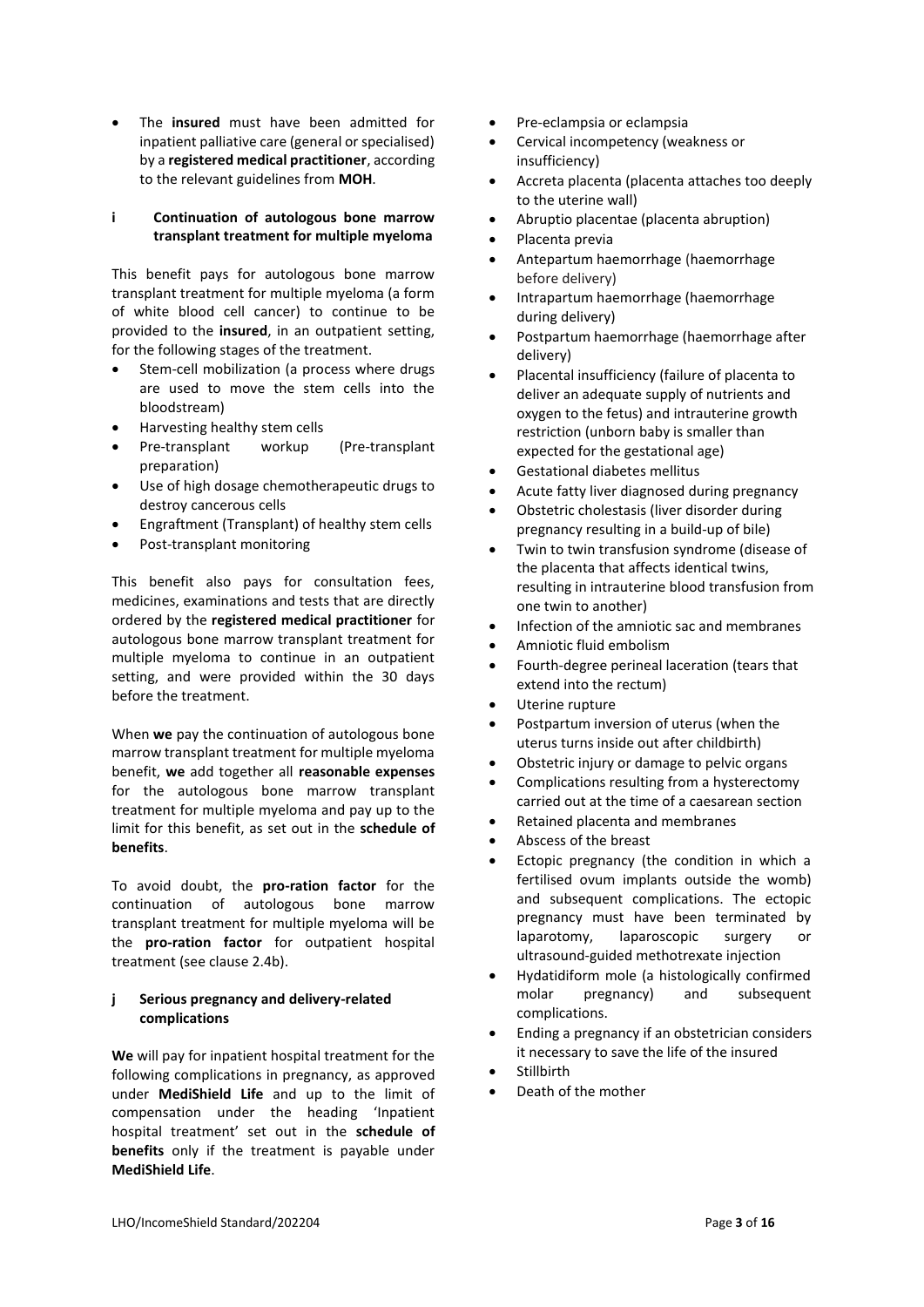- The **insured** must have been admitted for inpatient palliative care (general or specialised) by a **registered medical practitioner**, according to the relevant guidelines from **MOH**.

### i Continuation of autologous bone marrow transplant treatment for multiple myeloma

This benefit pays for autologous bone marrow transplant treatment for multiple myeloma (a form of white blood cell cancer) to continue to be provided to the **insured**, in an outpatient setting, for the following stages of the treatment.

- Stem-cell mobilization (a process where drugs are used to move the stem cells into the bloodstream)
- Harvesting healthy stem cells
- Pre-transplant workup (Pre-transplant preparation)
- Use of high dosage chemotherapeutic drugs to destroy cancerous cells
- Engraftment (Transplant) of healthy stem cells
- Post-transplant monitoring

This benefit also pays for consultation fees, medicines, examinations and tests that are directly ordered by the **registered medical practitioner** for autologous bone marrow transplant treatment for multiple myeloma to continue in an outpatient setting, and were provided within the 30 days before the treatment.

When **we** pay the continuation of autologous bone marrow transplant treatment for multiple myeloma benefit, **we** add together all **reasonable expenses** for the autologous bone marrow transplant treatment for multiple myeloma and pay up to the limit for this benefit, as set out in the **schedule of benefits**.

To avoid doubt, the **pro-ration factor** for the continuation of autologous bone marrow transplant treatment for multiple myeloma will be the **pro-ration factor** for outpatient hospital treatment (see clause 2.4b).

### j Serious pregnancy and delivery-related complications

**We** will pay for inpatient hospital treatment for the following complications in pregnancy, as approved under **MediShield Life** and up to the limit of compensation under the heading 'Inpatient hospital treatment' set out in the **schedule of benefits** only if the treatment is payable under **MediShield Life**.

- Pre-eclampsia or eclampsia
- Cervical incompetency (weakness or insufficiency)
- Accreta placenta (placenta attaches too deeply to the uterine wall)
- Abruptio placentae (placenta abruption)
- Placenta previa
- Antepartum haemorrhage (haemorrhage before delivery)
- Intrapartum haemorrhage (haemorrhage during delivery)
- Postpartum haemorrhage (haemorrhage after delivery)
- Placental insufficiency (failure of placenta to deliver an adequate supply of nutrients and oxygen to the fetus) and intrauterine growth restriction (unborn baby is smaller than expected for the gestational age)
- Gestational diabetes mellitus
- Acute fatty liver diagnosed during pregnancy
- Obstetric cholestasis (liver disorder during pregnancy resulting in a build-up of bile)
- Twin to twin transfusion syndrome (disease of the placenta that affects identical twins, resulting in intrauterine blood transfusion from one twin to another)
- Infection of the amniotic sac and membranes
- Amniotic fluid embolism
- Fourth-degree perineal laceration (tears that extend into the rectum)
- Uterine rupture
- Postpartum inversion of uterus (when the uterus turns inside out after childbirth)
- Obstetric injury or damage to pelvic organs
- Complications resulting from a hysterectomy carried out at the time of a caesarean section
- Retained placenta and membranes
- Abscess of the breast
- Ectopic pregnancy (the condition in which a fertilised ovum implants outside the womb) and subsequent complications. The ectopic pregnancy must have been terminated by laparotomy, laparoscopic surgery or ultrasound-guided methotrexate injection
- Hydatidiform mole (a histologically confirmed molar pregnancy) and subsequent complications.
- Ending a pregnancy if an obstetrician considers it necessary to save the life of the insured
- Stillbirth
- Death of the mother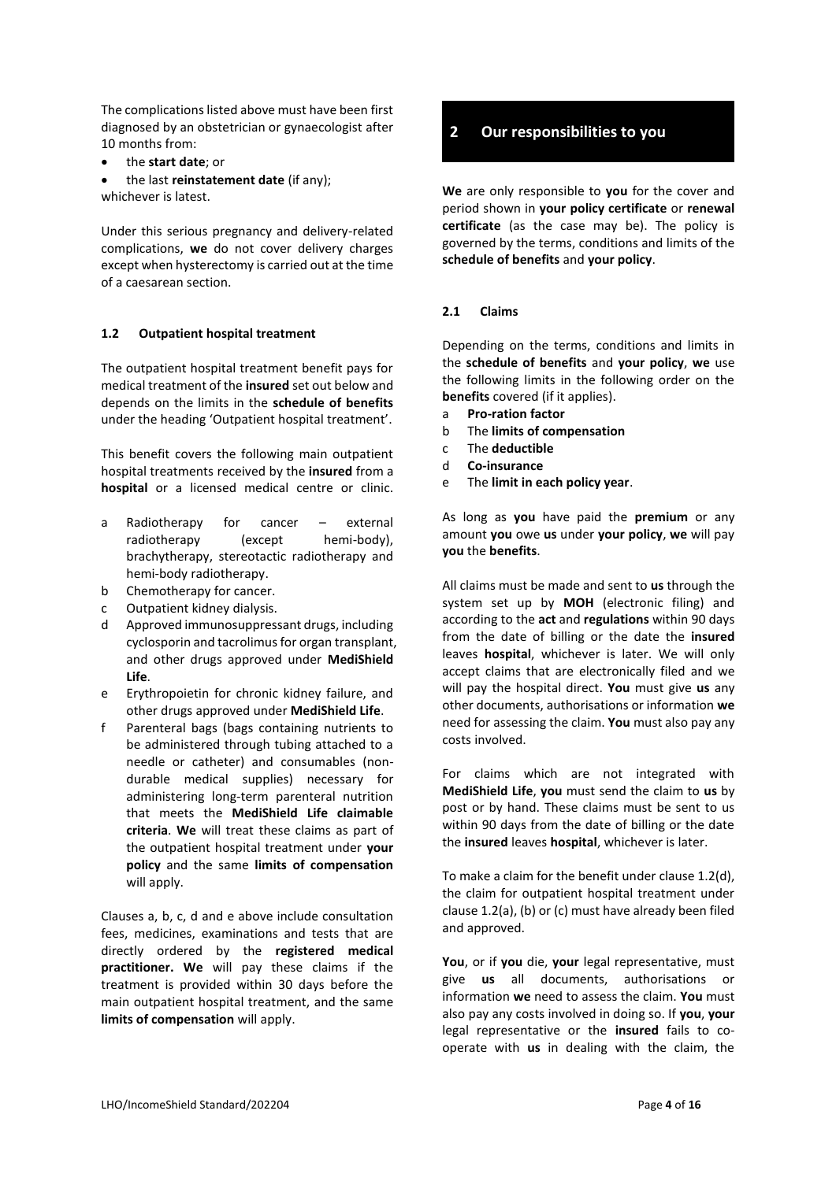The complications listed above must have been first diagnosed by an obstetrician or gynaecologist after 10 months from:

- the **start date**; or
- the last **reinstatement date** (if any);

whichever is latest.

Under this serious pregnancy and delivery-related complications, **we** do not cover delivery charges except when hysterectomy is carried out at the time of a caesarean section.

### 1.2 Outpatient hospital treatment

The outpatient hospital treatment benefit pays for medical treatment of the **insured** set out below and depends on the limits in the **schedule of benefits** under the heading 'Outpatient hospital treatment'.

This benefit covers the following main outpatient hospital treatments received by the **insured** from a **hospital** or a licensed medical centre or clinic.

a Radiotherapy for cancer – external radiotherapy (except hemi-body), brachytherapy, stereotactic radiotherapy and hemi-body radiotherapy.

b Chemotherapy for cancer.

c Outpatient kidney dialysis.

d Approved immunosuppressant drugs, including cyclosporin and tacrolimus for organ transplant, and other drugs approved under **MediShield Life**.

e Erythropoietin for chronic kidney failure, and other drugs approved under **MediShield Life**.

f Parenteral bags (bags containing nutrients to be administered through tubing attached to a needle or catheter) and consumables (non-durable medical supplies) necessary for administering long-term parenteral nutrition that meets the **MediShield Life claimable criteria**. **We** will treat these claims as part of the outpatient hospital treatment under **your policy** and the same **limits of compensation** will apply.

Clauses a, b, c, d and e above include consultation fees, medicines, examinations and tests that are directly ordered by the **registered medical practitioner. We** will pay these claims if the treatment is provided within 30 days before the main outpatient hospital treatment, and the same **limits of compensation** will apply.

## 2 Our responsibilities to you

**We** are only responsible to **you** for the cover and period shown in **your policy certificate** or **renewal certificate** (as the case may be). The policy is governed by the terms, conditions and limits of the **schedule of benefits** and **your policy**.

### 2.1 Claims

Depending on the terms, conditions and limits in the **schedule of benefits** and **your policy**, **we** use the following limits in the following order on the **benefits** covered (if it applies).

a **Pro-ration factor**

b The **limits of compensation**

c The **deductible**

d **Co-insurance**

e The **limit in each policy year**.

As long as **you** have paid the **premium** or any amount **you** owe **us** under **your policy**, **we** will pay **you** the **benefits**.

All claims must be made and sent to **us** through the system set up by **MOH** (electronic filing) and according to the **act** and **regulations** within 90 days from the date of billing or the date the **insured** leaves **hospital**, whichever is later. We will only accept claims that are electronically filed and we will pay the hospital direct. **You** must give **us** any other documents, authorisations or information **we** need for assessing the claim. **You** must also pay any costs involved.

For claims which are not integrated with **MediShield Life**, **you** must send the claim to **us** by post or by hand. These claims must be sent to us within 90 days from the date of billing or the date the **insured** leaves **hospital**, whichever is later.

To make a claim for the benefit under clause 1.2(d), the claim for outpatient hospital treatment under clause 1.2(a), (b) or (c) must have already been filed and approved.

**You**, or if **you** die, **your** legal representative, must give **us** all documents, authorisations or information **we** need to assess the claim. **You** must also pay any costs involved in doing so. If **you**, **your** legal representative or the **insured** fails to co-operate with **us** in dealing with the claim, the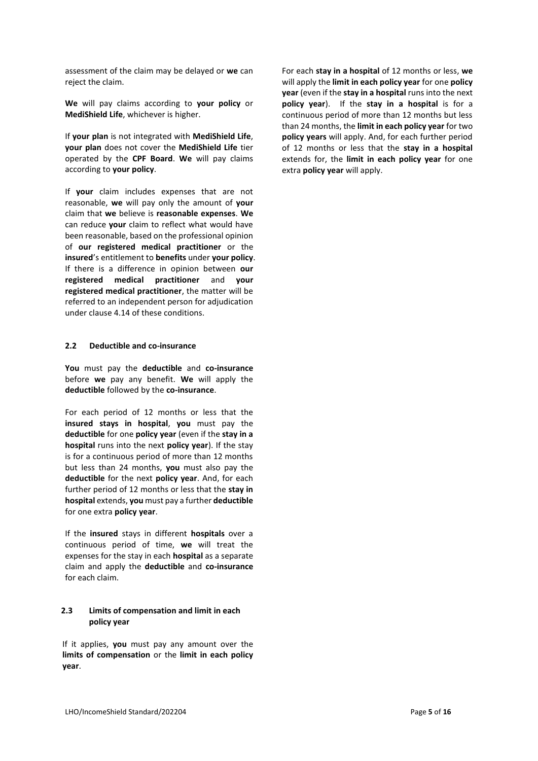assessment of the claim may be delayed or **we** can reject the claim.

**We** will pay claims according to **your policy** or **MediShield Life**, whichever is higher.

If **your plan** is not integrated with **MediShield Life**, **your plan** does not cover the **MediShield Life** tier operated by the **CPF Board**. **We** will pay claims according to **your policy**.

If **your** claim includes expenses that are not reasonable, **we** will pay only the amount of **your** claim that **we** believe is **reasonable expenses**. **We** can reduce **your** claim to reflect what would have been reasonable, based on the professional opinion of **our registered medical practitioner** or the **insured**'s entitlement to **benefits** under **your policy**. If there is a difference in opinion between **our registered medical practitioner** and **your registered medical practitioner**, the matter will be referred to an independent person for adjudication under clause 4.14 of these conditions.

### 2.2 Deductible and co-insurance

**You** must pay the **deductible** and **co-insurance** before **we** pay any benefit. **We** will apply the **deductible** followed by the **co-insurance**.

For each period of 12 months or less that the **insured stays in hospital**, **you** must pay the **deductible** for one **policy year** (even if the **stay in a hospital** runs into the next **policy year**). If the stay is for a continuous period of more than 12 months but less than 24 months, **you** must also pay the **deductible** for the next **policy year**. And, for each further period of 12 months or less that the **stay in hospital** extends, **you** must pay a further **deductible** for one extra **policy year**.

If the **insured** stays in different **hospitals** over a continuous period of time, **we** will treat the expenses for the stay in each **hospital** as a separate claim and apply the **deductible** and **co-insurance** for each claim.

### 2.3 Limits of compensation and limit in each policy year

If it applies, **you** must pay any amount over the **limits of compensation** or the **limit in each policy year**.

For each **stay in a hospital** of 12 months or less, **we** will apply the **limit in each policy year** for one **policy year** (even if the **stay in a hospital** runs into the next **policy year**). If the **stay in a hospital** is for a continuous period of more than 12 months but less than 24 months, the **limit in each policy year** for two **policy years** will apply. And, for each further period of 12 months or less that the **stay in a hospital** extends for, the **limit in each policy year** for one extra **policy year** will apply.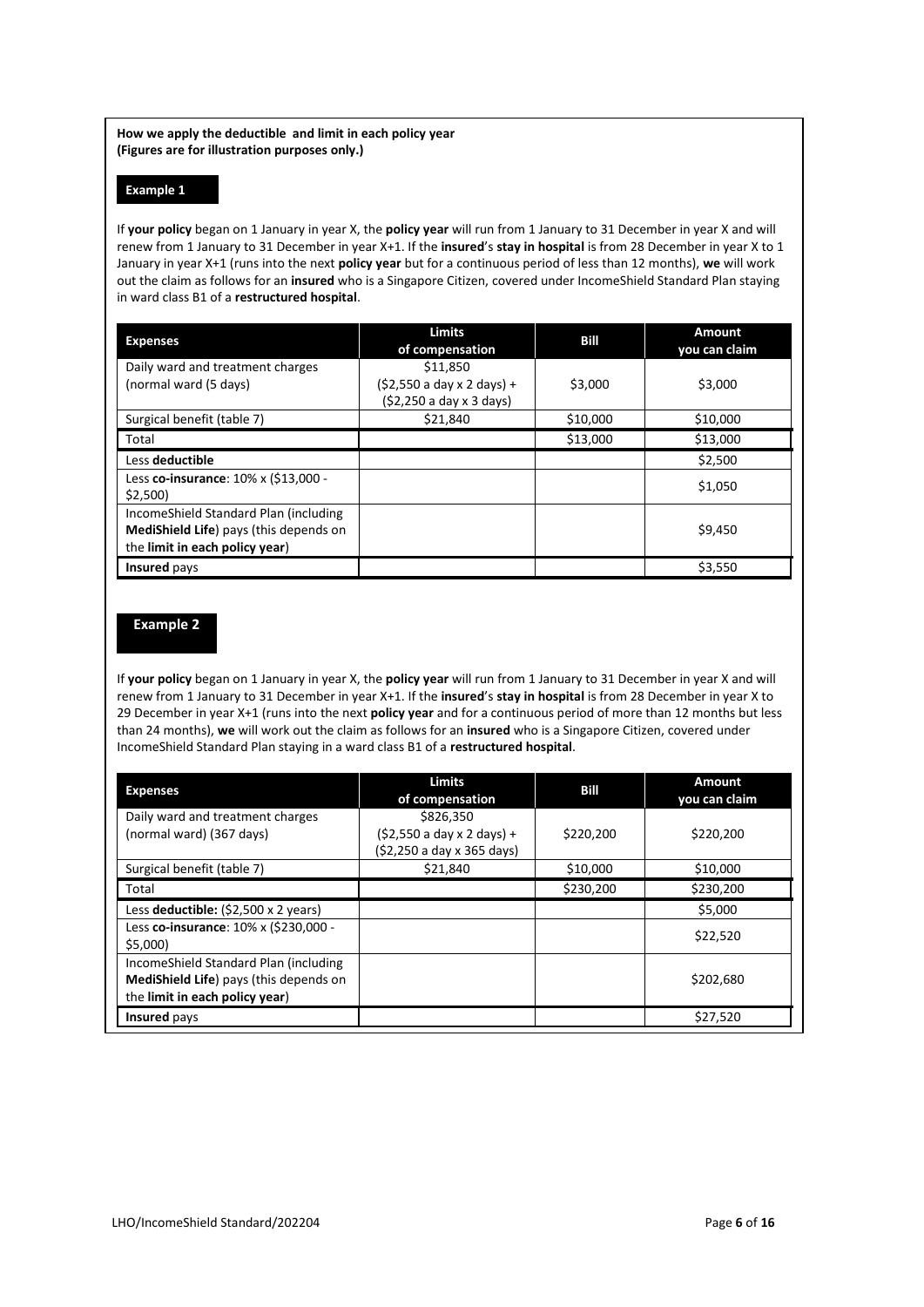**How we apply the deductible and limit in each policy year**
**(Figures are for illustration purposes only.)**

**Example 1**

If **your policy** began on 1 January in year X, the **policy year** will run from 1 January to 31 December in year X and will renew from 1 January to 31 December in year X+1. If the **insured**'s **stay in hospital** is from 28 December in year X to 1 January in year X+1 (runs into the next **policy year** but for a continuous period of less than 12 months), **we** will work out the claim as follows for an **insured** who is a Singapore Citizen, covered under IncomeShield Standard Plan staying in ward class B1 of a **restructured hospital**.

| Expenses | Limits of compensation | Bill | Amount you can claim |
|---|---|---|---|
| Daily ward and treatment charges (normal ward (5 days) | $11,850 ($2,550 a day x 2 days) + ($2,250 a day x 3 days) | $3,000 | $3,000 |
| Surgical benefit (table 7) | $21,840 | $10,000 | $10,000 |
| Total | | $13,000 | $13,000 |
| Less **deductible** | | | $2,500 |
| Less **co-insurance**: 10% x ($13,000 - $2,500) | | | $1,050 |
| IncomeShield Standard Plan (including **MediShield Life**) pays (this depends on the **limit in each policy year**) | | | $9,450 |
| **Insured** pays | | | $3,550 |

**Example 2**

If **your policy** began on 1 January in year X, the **policy year** will run from 1 January to 31 December in year X and will renew from 1 January to 31 December in year X+1. If the **insured**'s **stay in hospital** is from 28 December in year X to 29 December in year X+1 (runs into the next **policy year** and for a continuous period of more than 12 months but less than 24 months), **we** will work out the claim as follows for an **insured** who is a Singapore Citizen, covered under IncomeShield Standard Plan staying in a ward class B1 of a **restructured hospital**.

| Expenses | Limits of compensation | Bill | Amount you can claim |
|---|---|---|---|
| Daily ward and treatment charges (normal ward) (367 days) | $826,350 ($2,550 a day x 2 days) + ($2,250 a day x 365 days) | $220,200 | $220,200 |
| Surgical benefit (table 7) | $21,840 | $10,000 | $10,000 |
| Total | | $230,200 | $230,200 |
| Less **deductible:** ($2,500 x 2 years) | | | $5,000 |
| Less **co-insurance**: 10% x ($230,000 - $5,000) | | | $22,520 |
| IncomeShield Standard Plan (including **MediShield Life**) pays (this depends on the **limit in each policy year**) | | | $202,680 |
| **Insured** pays | | | $27,520 |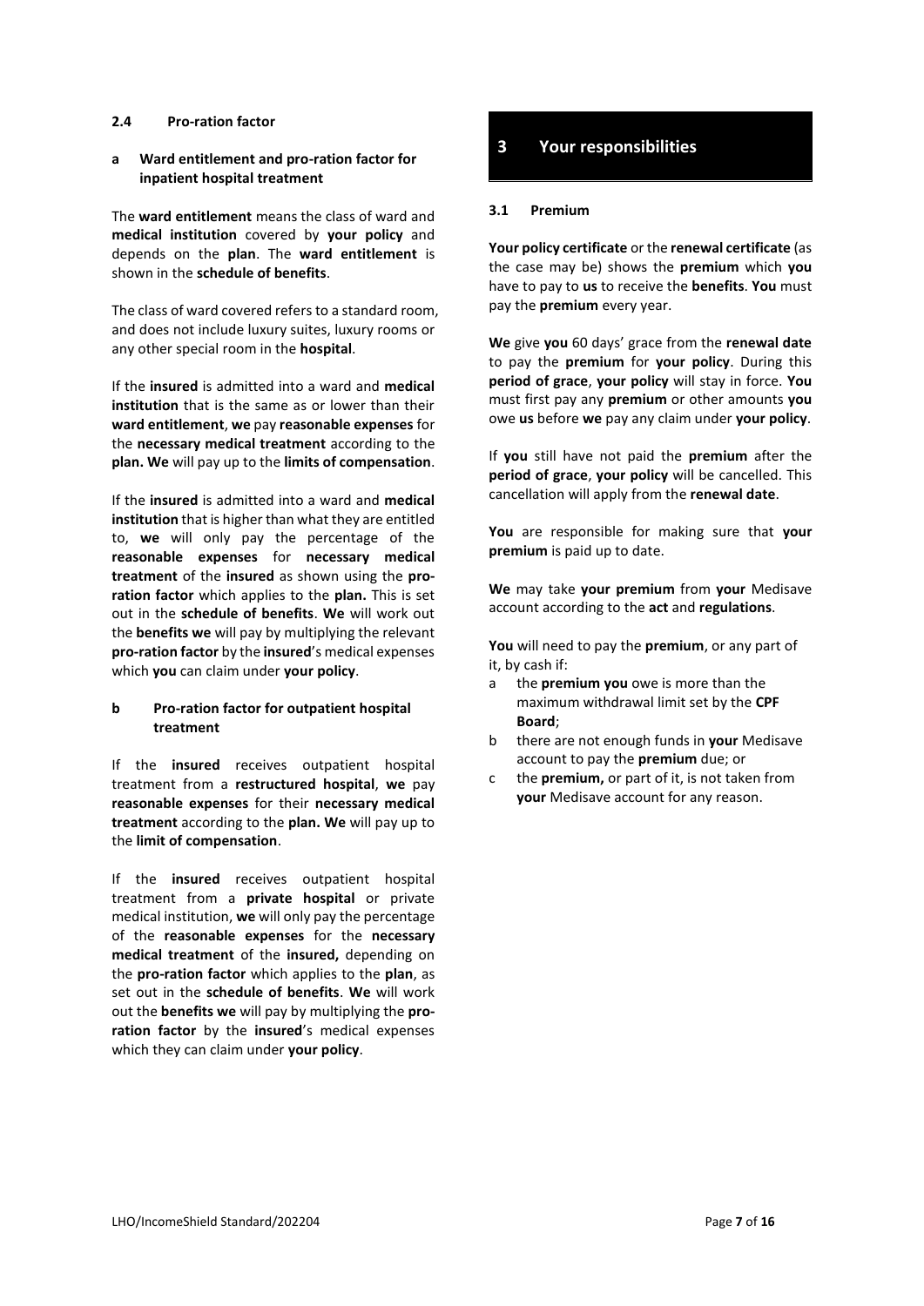### 2.4 Pro-ration factor

#### a Ward entitlement and pro-ration factor for inpatient hospital treatment

The **ward entitlement** means the class of ward and **medical institution** covered by **your policy** and depends on the **plan**. The **ward entitlement** is shown in the **schedule of benefits**.

The class of ward covered refers to a standard room, and does not include luxury suites, luxury rooms or any other special room in the **hospital**.

If the **insured** is admitted into a ward and **medical institution** that is the same as or lower than their **ward entitlement**, **we** pay **reasonable expenses** for the **necessary medical treatment** according to the **plan. We** will pay up to the **limits of compensation**.

If the **insured** is admitted into a ward and **medical institution** that is higher than what they are entitled to, **we** will only pay the percentage of the **reasonable expenses** for **necessary medical treatment** of the **insured** as shown using the **pro-ration factor** which applies to the **plan.** This is set out in the **schedule of benefits**. **We** will work out the **benefits we** will pay by multiplying the relevant **pro-ration factor** by the **insured**'s medical expenses which **you** can claim under **your policy**.

#### b Pro-ration factor for outpatient hospital treatment

If the **insured** receives outpatient hospital treatment from a **restructured hospital**, **we** pay **reasonable expenses** for their **necessary medical treatment** according to the **plan. We** will pay up to the **limit of compensation**.

If the **insured** receives outpatient hospital treatment from a **private hospital** or private medical institution, **we** will only pay the percentage of the **reasonable expenses** for the **necessary medical treatment** of the **insured,** depending on the **pro-ration factor** which applies to the **plan**, as set out in the **schedule of benefits**. **We** will work out the **benefits we** will pay by multiplying the **pro-ration factor** by the **insured**'s medical expenses which they can claim under **your policy**.

## 3 Your responsibilities

### 3.1 Premium

**Your policy certificate** or the **renewal certificate** (as the case may be) shows the **premium** which **you** have to pay to **us** to receive the **benefits**. **You** must pay the **premium** every year.

**We** give **you** 60 days' grace from the **renewal date** to pay the **premium** for **your policy**. During this **period of grace**, **your policy** will stay in force. **You** must first pay any **premium** or other amounts **you** owe **us** before **we** pay any claim under **your policy**.

If **you** still have not paid the **premium** after the **period of grace**, **your policy** will be cancelled. This cancellation will apply from the **renewal date**.

**You** are responsible for making sure that **your premium** is paid up to date.

**We** may take **your premium** from **your** Medisave account according to the **act** and **regulations**.

**You** will need to pay the **premium**, or any part of it, by cash if:

a the **premium you** owe is more than the maximum withdrawal limit set by the **CPF Board**;
b there are not enough funds in **your** Medisave account to pay the **premium** due; or
c the **premium,** or part of it, is not taken from **your** Medisave account for any reason.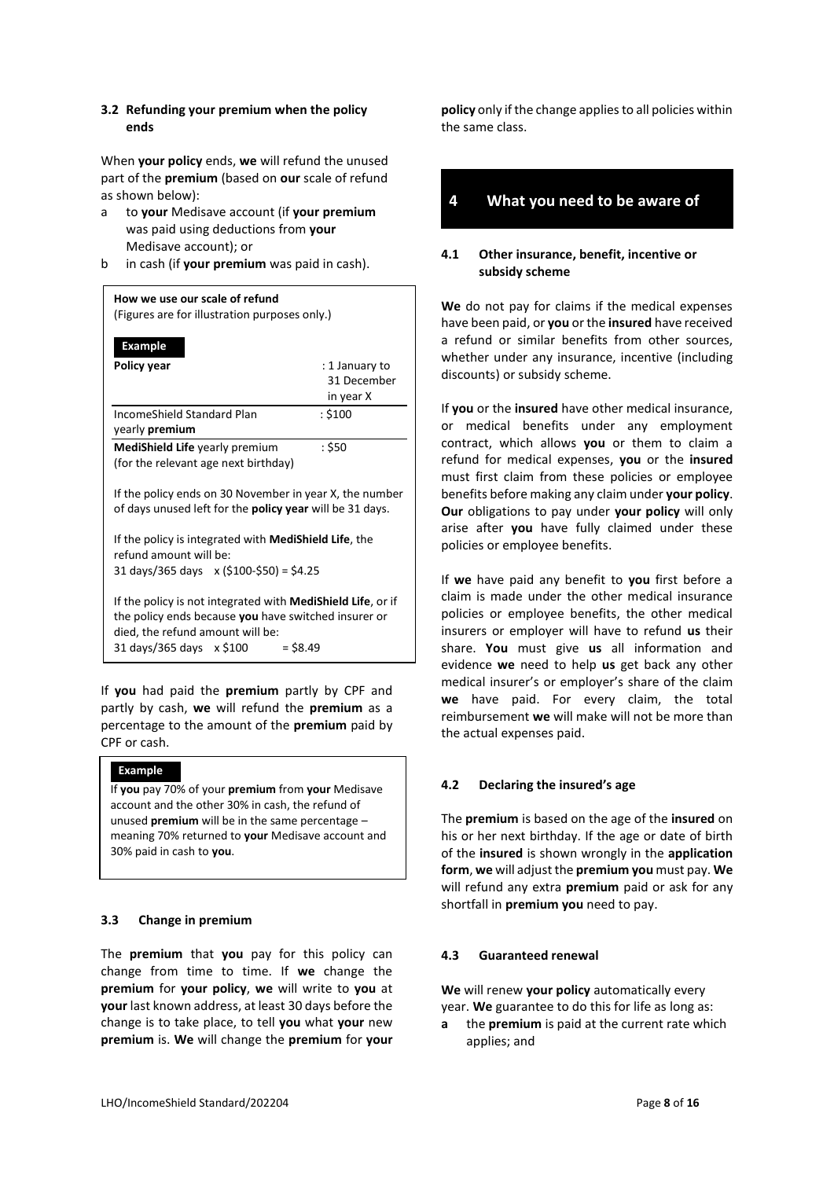### 3.2 Refunding your premium when the policy ends

When **your policy** ends, **we** will refund the unused part of the **premium** (based on **our** scale of refund as shown below):

a to **your** Medisave account (if **your premium** was paid using deductions from **your** Medisave account); or

b in cash (if **your premium** was paid in cash).

**How we use our scale of refund**
(Figures are for illustration purposes only.)

**Example**

| **Policy year** | : 1 January to 31 December in year X |
|---|---|
| IncomeShield Standard Plan yearly **premium** | : $100 |
| **MediShield Life** yearly premium (for the relevant age next birthday) | : $50 |

If the policy ends on 30 November in year X, the number of days unused left for the **policy year** will be 31 days.

If the policy is integrated with **MediShield Life**, the refund amount will be:
31 days/365 days x ($100-$50) = $4.25

If the policy is not integrated with **MediShield Life**, or if the policy ends because **you** have switched insurer or died, the refund amount will be:
31 days/365 days x $100 = $8.49

If **you** had paid the **premium** partly by CPF and partly by cash, **we** will refund the **premium** as a percentage to the amount of the **premium** paid by CPF or cash.

**Example**

If **you** pay 70% of your **premium** from **your** Medisave account and the other 30% in cash, the refund of unused **premium** will be in the same percentage – meaning 70% returned to **your** Medisave account and 30% paid in cash to **you**.

### 3.3 Change in premium

The **premium** that **you** pay for this policy can change from time to time. If **we** change the **premium** for **your policy**, **we** will write to **you** at **your** last known address, at least 30 days before the change is to take place, to tell **you** what **your** new **premium** is. **We** will change the **premium** for **your policy** only if the change applies to all policies within the same class.

## 4 What you need to be aware of

### 4.1 Other insurance, benefit, incentive or subsidy scheme

**We** do not pay for claims if the medical expenses have been paid, or **you** or the **insured** have received a refund or similar benefits from other sources, whether under any insurance, incentive (including discounts) or subsidy scheme.

If **you** or the **insured** have other medical insurance, or medical benefits under any employment contract, which allows **you** or them to claim a refund for medical expenses, **you** or the **insured** must first claim from these policies or employee benefits before making any claim under **your policy**. **Our** obligations to pay under **your policy** will only arise after **you** have fully claimed under these policies or employee benefits.

If **we** have paid any benefit to **you** first before a claim is made under the other medical insurance policies or employee benefits, the other medical insurers or employer will have to refund **us** their share. **You** must give **us** all information and evidence **we** need to help **us** get back any other medical insurer's or employer's share of the claim **we** have paid. For every claim, the total reimbursement **we** will make will not be more than the actual expenses paid.

### 4.2 Declaring the insured's age

The **premium** is based on the age of the **insured** on his or her next birthday. If the age or date of birth of the **insured** is shown wrongly in the **application form**, **we** will adjust the **premium you** must pay. **We** will refund any extra **premium** paid or ask for any shortfall in **premium you** need to pay.

### 4.3 Guaranteed renewal

**We** will renew **your policy** automatically every year. **We** guarantee to do this for life as long as:

**a** the **premium** is paid at the current rate which applies; and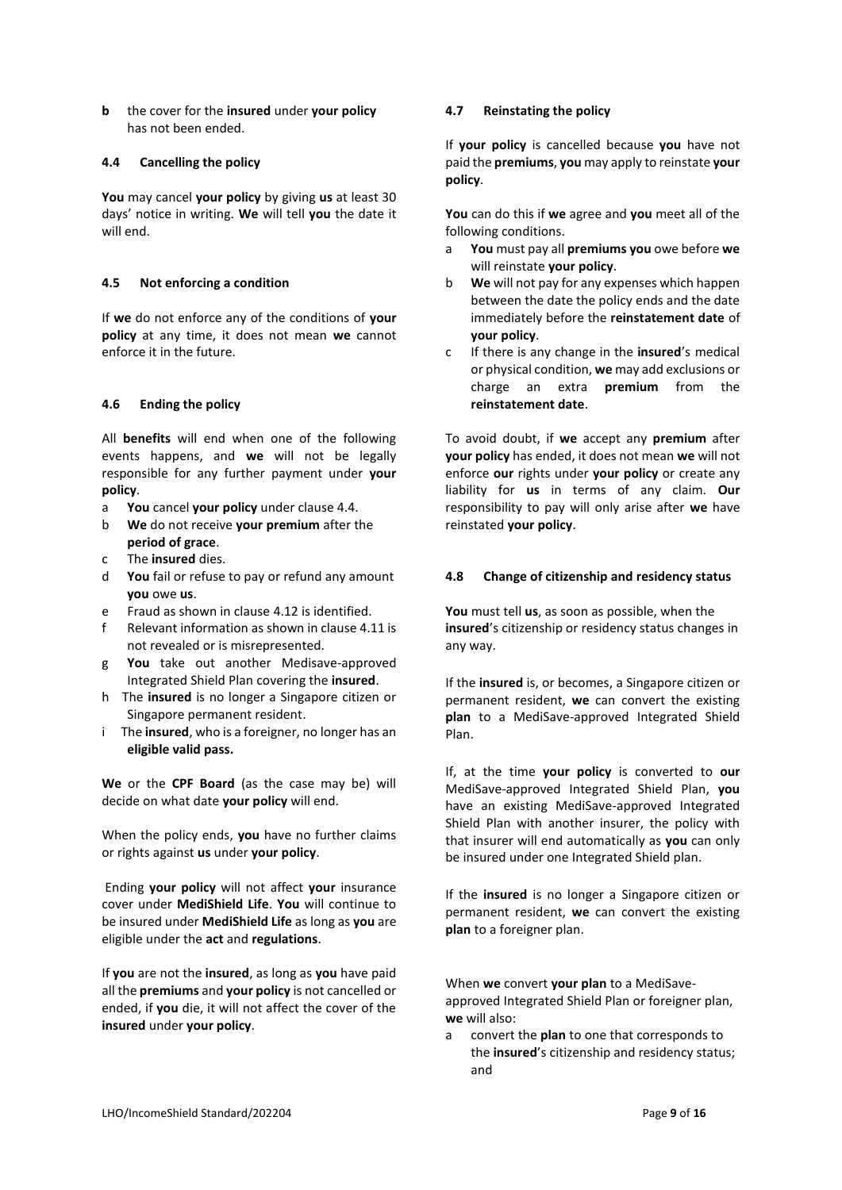**b** the cover for the **insured** under **your policy** has not been ended.

### 4.4 Cancelling the policy

**You** may cancel **your policy** by giving **us** at least 30 days' notice in writing. **We** will tell **you** the date it will end.

### 4.5 Not enforcing a condition

If **we** do not enforce any of the conditions of **your policy** at any time, it does not mean **we** cannot enforce it in the future.

### 4.6 Ending the policy

All **benefits** will end when one of the following events happens, and **we** will not be legally responsible for any further payment under **your policy**.

- a **You** cancel **your policy** under clause 4.4.
- b **We** do not receive **your premium** after the **period of grace**.
- c The **insured** dies.
- d **You** fail or refuse to pay or refund any amount **you** owe **us**.
- e Fraud as shown in clause 4.12 is identified.
- f Relevant information as shown in clause 4.11 is not revealed or is misrepresented.
- g **You** take out another Medisave-approved Integrated Shield Plan covering the **insured**.
- h The **insured** is no longer a Singapore citizen or Singapore permanent resident.
- i The **insured**, who is a foreigner, no longer has an **eligible valid pass.**

**We** or the **CPF Board** (as the case may be) will decide on what date **your policy** will end.

When the policy ends, **you** have no further claims or rights against **us** under **your policy**.

Ending **your policy** will not affect **your** insurance cover under **MediShield Life**. **You** will continue to be insured under **MediShield Life** as long as **you** are eligible under the **act** and **regulations**.

If **you** are not the **insured**, as long as **you** have paid all the **premiums** and **your policy** is not cancelled or ended, if **you** die, it will not affect the cover of the **insured** under **your policy**.

### 4.7 Reinstating the policy

If **your policy** is cancelled because **you** have not paid the **premiums**, **you** may apply to reinstate **your policy**.

**You** can do this if **we** agree and **you** meet all of the following conditions.

- a **You** must pay all **premiums you** owe before **we** will reinstate **your policy**.
- b **We** will not pay for any expenses which happen between the date the policy ends and the date immediately before the **reinstatement date** of **your policy**.
- c If there is any change in the **insured**'s medical or physical condition, **we** may add exclusions or charge an extra **premium** from the **reinstatement date**.

To avoid doubt, if **we** accept any **premium** after **your policy** has ended, it does not mean **we** will not enforce **our** rights under **your policy** or create any liability for **us** in terms of any claim. **Our** responsibility to pay will only arise after **we** have reinstated **your policy**.

### 4.8 Change of citizenship and residency status

**You** must tell **us**, as soon as possible, when the **insured**'s citizenship or residency status changes in any way.

If the **insured** is, or becomes, a Singapore citizen or permanent resident, **we** can convert the existing **plan** to a MediSave-approved Integrated Shield Plan.

If, at the time **your policy** is converted to **our** MediSave-approved Integrated Shield Plan, **you** have an existing MediSave-approved Integrated Shield Plan with another insurer, the policy with that insurer will end automatically as **you** can only be insured under one Integrated Shield plan.

If the **insured** is no longer a Singapore citizen or permanent resident, **we** can convert the existing **plan** to a foreigner plan.

When **we** convert **your plan** to a MediSave-approved Integrated Shield Plan or foreigner plan, **we** will also:

- a convert the **plan** to one that corresponds to the **insured**'s citizenship and residency status; and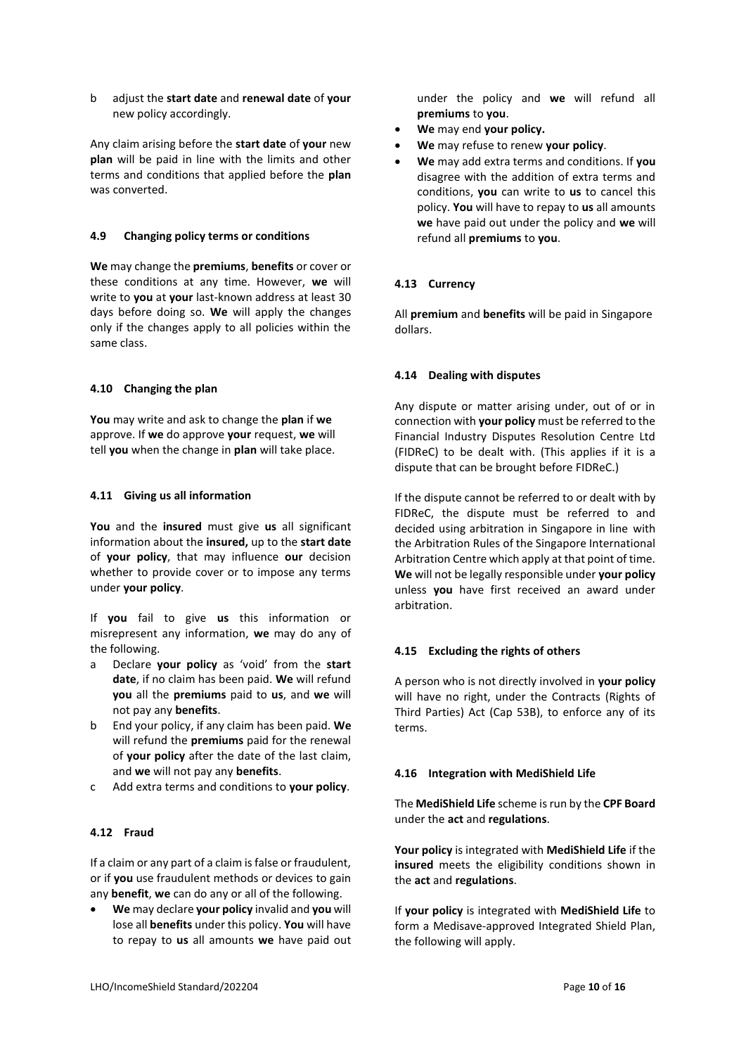b adjust the **start date** and **renewal date** of **your** new policy accordingly.

Any claim arising before the **start date** of **your** new **plan** will be paid in line with the limits and other terms and conditions that applied before the **plan** was converted.

### 4.9 Changing policy terms or conditions

**We** may change the **premiums**, **benefits** or cover or these conditions at any time. However, **we** will write to **you** at **your** last-known address at least 30 days before doing so. **We** will apply the changes only if the changes apply to all policies within the same class.

### 4.10 Changing the plan

**You** may write and ask to change the **plan** if **we** approve. If **we** do approve **your** request, **we** will tell **you** when the change in **plan** will take place.

### 4.11 Giving us all information

**You** and the **insured** must give **us** all significant information about the **insured,** up to the **start date** of **your policy**, that may influence **our** decision whether to provide cover or to impose any terms under **your policy**.

If **you** fail to give **us** this information or misrepresent any information, **we** may do any of the following.

a Declare **your policy** as 'void' from the **start date**, if no claim has been paid. **We** will refund **you** all the **premiums** paid to **us**, and **we** will not pay any **benefits**.

b End your policy, if any claim has been paid. **We** will refund the **premiums** paid for the renewal of **your policy** after the date of the last claim, and **we** will not pay any **benefits**.

c Add extra terms and conditions to **your policy**.

### 4.12 Fraud

If a claim or any part of a claim is false or fraudulent, or if **you** use fraudulent methods or devices to gain any **benefit**, **we** can do any or all of the following.

- **We** may declare **your policy** invalid and **you** will lose all **benefits** under this policy. **You** will have to repay to **us** all amounts **we** have paid out under the policy and **we** will refund all **premiums** to **you**.
- **We** may end **your policy.**
- **We** may refuse to renew **your policy**.
- **We** may add extra terms and conditions. If **you** disagree with the addition of extra terms and conditions, **you** can write to **us** to cancel this policy. **You** will have to repay to **us** all amounts **we** have paid out under the policy and **we** will refund all **premiums** to **you**.

### 4.13 Currency

All **premium** and **benefits** will be paid in Singapore dollars.

### 4.14 Dealing with disputes

Any dispute or matter arising under, out of or in connection with **your policy** must be referred to the Financial Industry Disputes Resolution Centre Ltd (FIDReC) to be dealt with. (This applies if it is a dispute that can be brought before FIDReC.)

If the dispute cannot be referred to or dealt with by FIDReC, the dispute must be referred to and decided using arbitration in Singapore in line with the Arbitration Rules of the Singapore International Arbitration Centre which apply at that point of time. **We** will not be legally responsible under **your policy** unless **you** have first received an award under arbitration.

### 4.15 Excluding the rights of others

A person who is not directly involved in **your policy** will have no right, under the Contracts (Rights of Third Parties) Act (Cap 53B), to enforce any of its terms.

### 4.16 Integration with MediShield Life

The **MediShield Life** scheme is run by the **CPF Board** under the **act** and **regulations**.

**Your policy** is integrated with **MediShield Life** if the **insured** meets the eligibility conditions shown in the **act** and **regulations**.

If **your policy** is integrated with **MediShield Life** to form a Medisave-approved Integrated Shield Plan, the following will apply.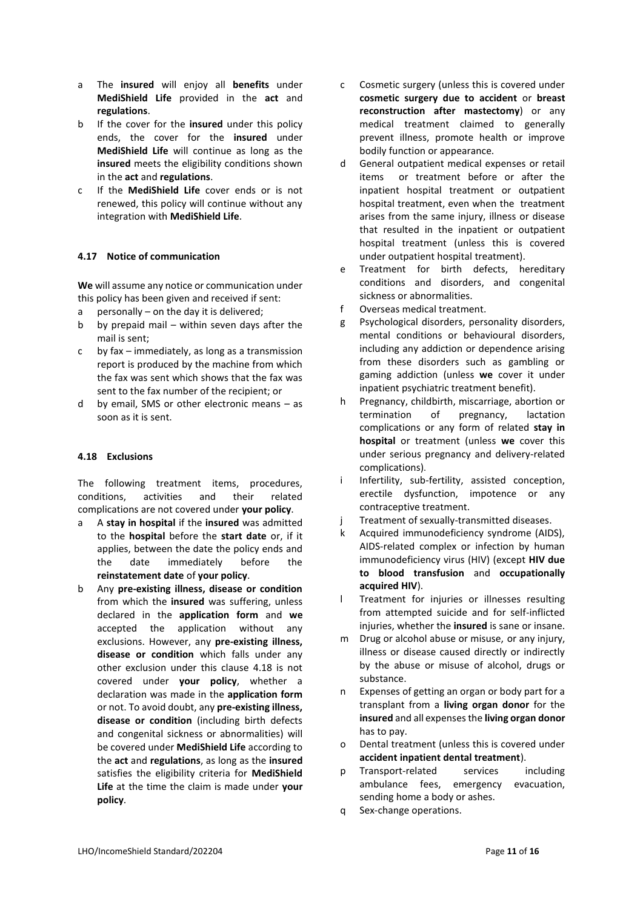a The **insured** will enjoy all **benefits** under **MediShield Life** provided in the **act** and **regulations**.
b If the cover for the **insured** under this policy ends, the cover for the **insured** under **MediShield Life** will continue as long as the **insured** meets the eligibility conditions shown in the **act** and **regulations**.
c If the **MediShield Life** cover ends or is not renewed, this policy will continue without any integration with **MediShield Life**.

#### 4.17 Notice of communication

**We** will assume any notice or communication under this policy has been given and received if sent:

a personally – on the day it is delivered;
b by prepaid mail – within seven days after the mail is sent;
c by fax – immediately, as long as a transmission report is produced by the machine from which the fax was sent which shows that the fax was sent to the fax number of the recipient; or
d by email, SMS or other electronic means – as soon as it is sent.

#### 4.18 Exclusions

The following treatment items, procedures, conditions, activities and their related complications are not covered under **your policy**.

a A **stay in hospital** if the **insured** was admitted to the **hospital** before the **start date** or, if it applies, between the date the policy ends and the date immediately before the **reinstatement date** of **your policy**.
b Any **pre-existing illness, disease or condition** from which the **insured** was suffering, unless declared in the **application form** and **we** accepted the application without any exclusions. However, any **pre-existing illness, disease or condition** which falls under any other exclusion under this clause 4.18 is not covered under **your policy**, whether a declaration was made in the **application form** or not. To avoid doubt, any **pre-existing illness, disease or condition** (including birth defects and congenital sickness or abnormalities) will be covered under **MediShield Life** according to the **act** and **regulations**, as long as the **insured** satisfies the eligibility criteria for **MediShield Life** at the time the claim is made under **your policy**.
c Cosmetic surgery (unless this is covered under **cosmetic surgery due to accident** or **breast reconstruction after mastectomy**) or any medical treatment claimed to generally prevent illness, promote health or improve bodily function or appearance.
d General outpatient medical expenses or retail items or treatment before or after the inpatient hospital treatment or outpatient hospital treatment, even when the treatment arises from the same injury, illness or disease that resulted in the inpatient or outpatient hospital treatment (unless this is covered under outpatient hospital treatment).
e Treatment for birth defects, hereditary conditions and disorders, and congenital sickness or abnormalities.
f Overseas medical treatment.
g Psychological disorders, personality disorders, mental conditions or behavioural disorders, including any addiction or dependence arising from these disorders such as gambling or gaming addiction (unless **we** cover it under inpatient psychiatric treatment benefit).
h Pregnancy, childbirth, miscarriage, abortion or termination of pregnancy, lactation complications or any form of related **stay in hospital** or treatment (unless **we** cover this under serious pregnancy and delivery-related complications).
i Infertility, sub-fertility, assisted conception, erectile dysfunction, impotence or any contraceptive treatment.
j Treatment of sexually-transmitted diseases.
k Acquired immunodeficiency syndrome (AIDS), AIDS-related complex or infection by human immunodeficiency virus (HIV) (except **HIV due to blood transfusion** and **occupationally acquired HIV**).
l Treatment for injuries or illnesses resulting from attempted suicide and for self-inflicted injuries, whether the **insured** is sane or insane.
m Drug or alcohol abuse or misuse, or any injury, illness or disease caused directly or indirectly by the abuse or misuse of alcohol, drugs or substance.
n Expenses of getting an organ or body part for a transplant from a **living organ donor** for the **insured** and all expenses the **living organ donor** has to pay.
o Dental treatment (unless this is covered under **accident inpatient dental treatment**).
p Transport-related services including ambulance fees, emergency evacuation, sending home a body or ashes.
q Sex-change operations.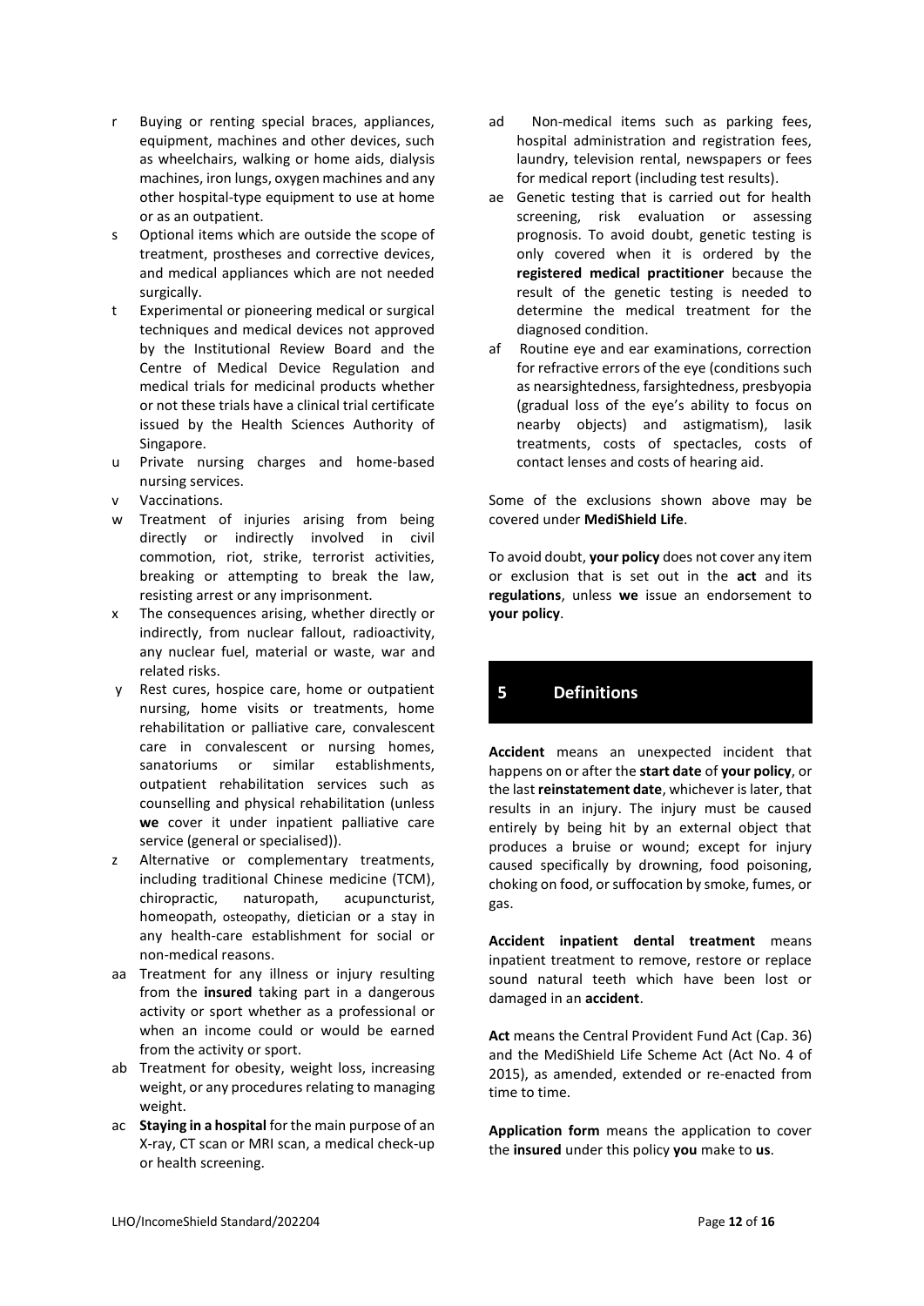r Buying or renting special braces, appliances, equipment, machines and other devices, such as wheelchairs, walking or home aids, dialysis machines, iron lungs, oxygen machines and any other hospital-type equipment to use at home or as an outpatient.

s Optional items which are outside the scope of treatment, prostheses and corrective devices, and medical appliances which are not needed surgically.

t Experimental or pioneering medical or surgical techniques and medical devices not approved by the Institutional Review Board and the Centre of Medical Device Regulation and medical trials for medicinal products whether or not these trials have a clinical trial certificate issued by the Health Sciences Authority of Singapore.

u Private nursing charges and home-based nursing services.

v Vaccinations.

w Treatment of injuries arising from being directly or indirectly involved in civil commotion, riot, strike, terrorist activities, breaking or attempting to break the law, resisting arrest or any imprisonment.

x The consequences arising, whether directly or indirectly, from nuclear fallout, radioactivity, any nuclear fuel, material or waste, war and related risks.

y Rest cures, hospice care, home or outpatient nursing, home visits or treatments, home rehabilitation or palliative care, convalescent care in convalescent or nursing homes, sanatoriums or similar establishments, outpatient rehabilitation services such as counselling and physical rehabilitation (unless **we** cover it under inpatient palliative care service (general or specialised)).

z Alternative or complementary treatments, including traditional Chinese medicine (TCM), chiropractic, naturopath, acupuncturist, homeopath, osteopathy, dietician or a stay in any health-care establishment for social or non-medical reasons.

aa Treatment for any illness or injury resulting from the **insured** taking part in a dangerous activity or sport whether as a professional or when an income could or would be earned from the activity or sport.

ab Treatment for obesity, weight loss, increasing weight, or any procedures relating to managing weight.

ac **Staying in a hospital** for the main purpose of an X-ray, CT scan or MRI scan, a medical check-up or health screening.

ad Non-medical items such as parking fees, hospital administration and registration fees, laundry, television rental, newspapers or fees for medical report (including test results).

ae Genetic testing that is carried out for health screening, risk evaluation or assessing prognosis. To avoid doubt, genetic testing is only covered when it is ordered by the **registered medical practitioner** because the result of the genetic testing is needed to determine the medical treatment for the diagnosed condition.

af Routine eye and ear examinations, correction for refractive errors of the eye (conditions such as nearsightedness, farsightedness, presbyopia (gradual loss of the eye's ability to focus on nearby objects) and astigmatism), lasik treatments, costs of spectacles, costs of contact lenses and costs of hearing aid.

Some of the exclusions shown above may be covered under **MediShield Life**.

To avoid doubt, **your policy** does not cover any item or exclusion that is set out in the **act** and its **regulations**, unless **we** issue an endorsement to **your policy**.

## 5 Definitions

**Accident** means an unexpected incident that happens on or after the **start date** of **your policy**, or the last **reinstatement date**, whichever is later, that results in an injury. The injury must be caused entirely by being hit by an external object that produces a bruise or wound; except for injury caused specifically by drowning, food poisoning, choking on food, or suffocation by smoke, fumes, or gas.

**Accident inpatient dental treatment** means inpatient treatment to remove, restore or replace sound natural teeth which have been lost or damaged in an **accident**.

**Act** means the Central Provident Fund Act (Cap. 36) and the MediShield Life Scheme Act (Act No. 4 of 2015), as amended, extended or re-enacted from time to time.

**Application form** means the application to cover the **insured** under this policy **you** make to **us**.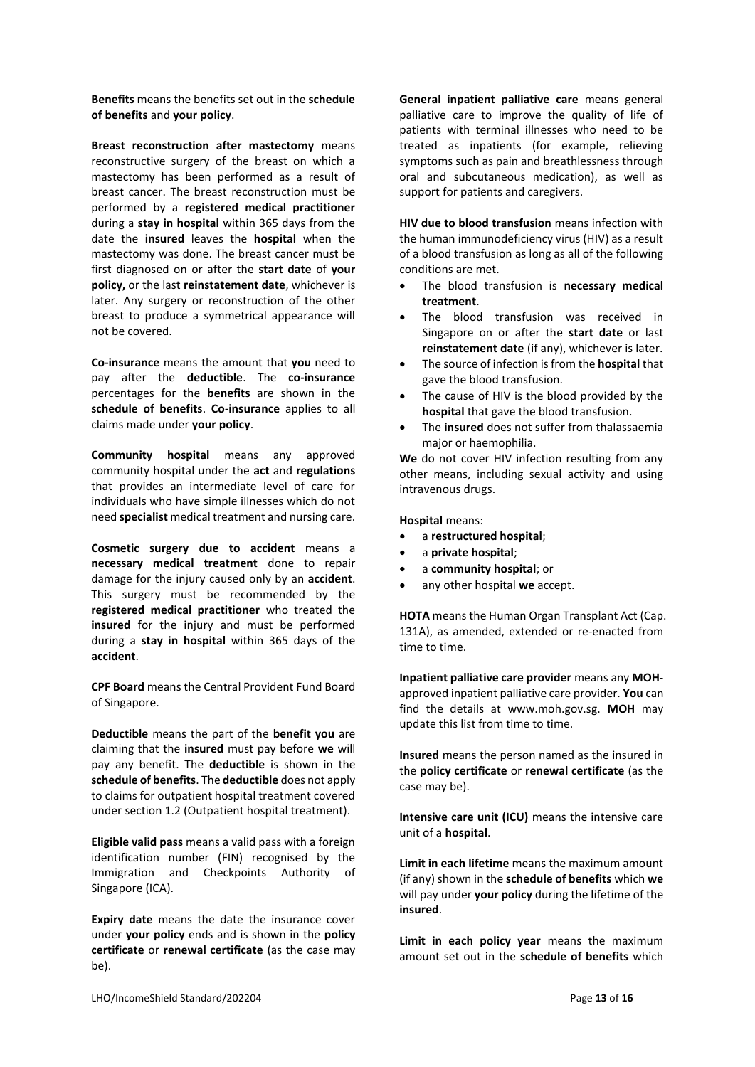**Benefits** means the benefits set out in the **schedule of benefits** and **your policy**.

**Breast reconstruction after mastectomy** means reconstructive surgery of the breast on which a mastectomy has been performed as a result of breast cancer. The breast reconstruction must be performed by a **registered medical practitioner** during a **stay in hospital** within 365 days from the date the **insured** leaves the **hospital** when the mastectomy was done. The breast cancer must be first diagnosed on or after the **start date** of **your policy,** or the last **reinstatement date**, whichever is later. Any surgery or reconstruction of the other breast to produce a symmetrical appearance will not be covered.

**Co-insurance** means the amount that **you** need to pay after the **deductible**. The **co-insurance** percentages for the **benefits** are shown in the **schedule of benefits**. **Co-insurance** applies to all claims made under **your policy**.

**Community hospital** means any approved community hospital under the **act** and **regulations** that provides an intermediate level of care for individuals who have simple illnesses which do not need **specialist** medical treatment and nursing care.

**Cosmetic surgery due to accident** means a **necessary medical treatment** done to repair damage for the injury caused only by an **accident**. This surgery must be recommended by the **registered medical practitioner** who treated the **insured** for the injury and must be performed during a **stay in hospital** within 365 days of the **accident**.

**CPF Board** means the Central Provident Fund Board of Singapore.

**Deductible** means the part of the **benefit you** are claiming that the **insured** must pay before **we** will pay any benefit. The **deductible** is shown in the **schedule of benefits**. The **deductible** does not apply to claims for outpatient hospital treatment covered under section 1.2 (Outpatient hospital treatment).

**Eligible valid pass** means a valid pass with a foreign identification number (FIN) recognised by the Immigration and Checkpoints Authority of Singapore (ICA).

**Expiry date** means the date the insurance cover under **your policy** ends and is shown in the **policy certificate** or **renewal certificate** (as the case may be).

**General inpatient palliative care** means general palliative care to improve the quality of life of patients with terminal illnesses who need to be treated as inpatients (for example, relieving symptoms such as pain and breathlessness through oral and subcutaneous medication), as well as support for patients and caregivers.

**HIV due to blood transfusion** means infection with the human immunodeficiency virus (HIV) as a result of a blood transfusion as long as all of the following conditions are met.

- The blood transfusion is **necessary medical treatment**.
- The blood transfusion was received in Singapore on or after the **start date** or last **reinstatement date** (if any), whichever is later.
- The source of infection is from the **hospital** that gave the blood transfusion.
- The cause of HIV is the blood provided by the **hospital** that gave the blood transfusion.
- The **insured** does not suffer from thalassaemia major or haemophilia.

**We** do not cover HIV infection resulting from any other means, including sexual activity and using intravenous drugs.

**Hospital** means:

- a **restructured hospital**;
- a **private hospital**;
- a **community hospital**; or
- any other hospital **we** accept.

**HOTA** means the Human Organ Transplant Act (Cap. 131A), as amended, extended or re-enacted from time to time.

**Inpatient palliative care provider** means any **MOH**-approved inpatient palliative care provider. **You** can find the details at www.moh.gov.sg. **MOH** may update this list from time to time.

**Insured** means the person named as the insured in the **policy certificate** or **renewal certificate** (as the case may be).

**Intensive care unit (ICU)** means the intensive care unit of a **hospital**.

**Limit in each lifetime** means the maximum amount (if any) shown in the **schedule of benefits** which **we** will pay under **your policy** during the lifetime of the **insured**.

**Limit in each policy year** means the maximum amount set out in the **schedule of benefits** which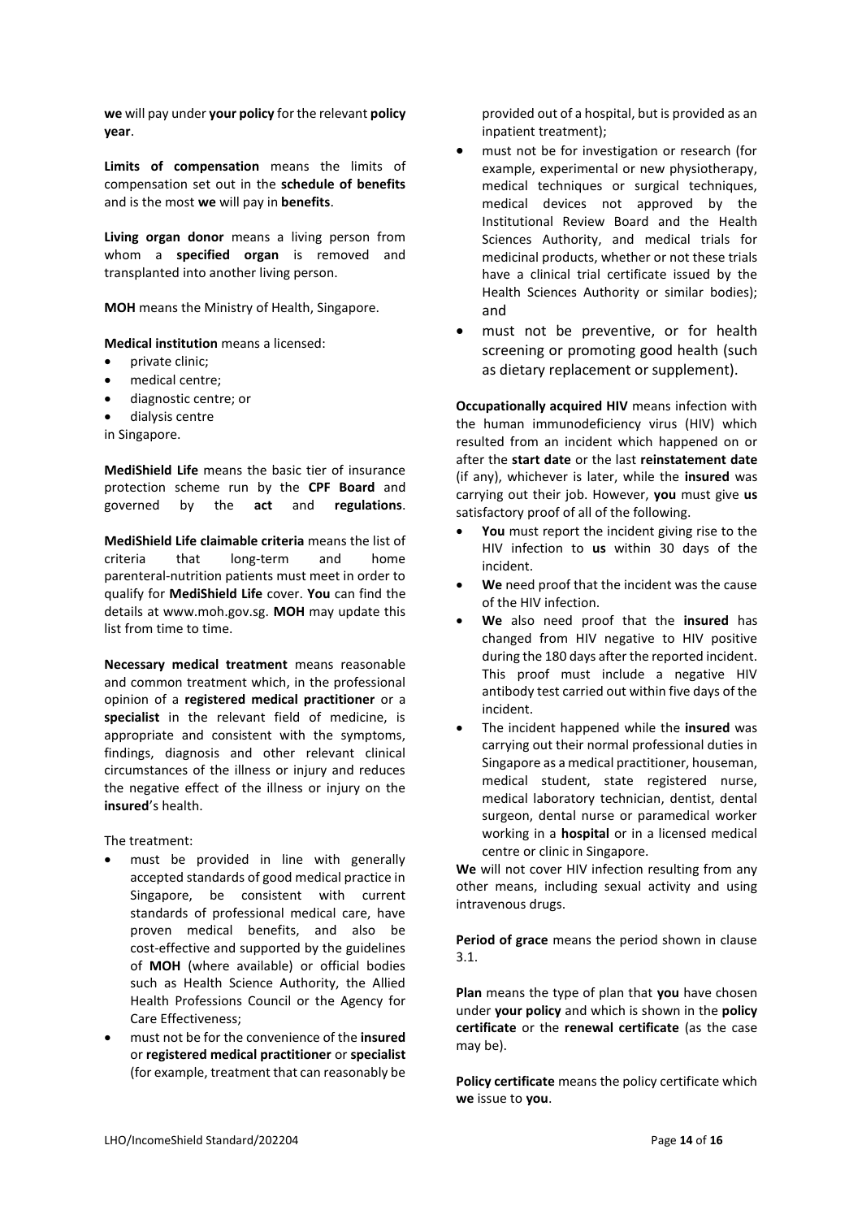**we** will pay under **your policy** for the relevant **policy year**.

**Limits of compensation** means the limits of compensation set out in the **schedule of benefits** and is the most **we** will pay in **benefits**.

**Living organ donor** means a living person from whom a **specified organ** is removed and transplanted into another living person.

**MOH** means the Ministry of Health, Singapore.

**Medical institution** means a licensed:

- private clinic;
- medical centre;
- diagnostic centre; or
- dialysis centre

in Singapore.

**MediShield Life** means the basic tier of insurance protection scheme run by the **CPF Board** and governed by the **act** and **regulations**.

**MediShield Life claimable criteria** means the list of criteria that long-term and home parenteral-nutrition patients must meet in order to qualify for **MediShield Life** cover. **You** can find the details at www.moh.gov.sg. **MOH** may update this list from time to time.

**Necessary medical treatment** means reasonable and common treatment which, in the professional opinion of a **registered medical practitioner** or a **specialist** in the relevant field of medicine, is appropriate and consistent with the symptoms, findings, diagnosis and other relevant clinical circumstances of the illness or injury and reduces the negative effect of the illness or injury on the **insured**'s health.

The treatment:

- must be provided in line with generally accepted standards of good medical practice in Singapore, be consistent with current standards of professional medical care, have proven medical benefits, and also be cost-effective and supported by the guidelines of **MOH** (where available) or official bodies such as Health Science Authority, the Allied Health Professions Council or the Agency for Care Effectiveness;
- must not be for the convenience of the **insured** or **registered medical practitioner** or **specialist** (for example, treatment that can reasonably be provided out of a hospital, but is provided as an inpatient treatment);
- must not be for investigation or research (for example, experimental or new physiotherapy, medical techniques or surgical techniques, medical devices not approved by the Institutional Review Board and the Health Sciences Authority, and medical trials for medicinal products, whether or not these trials have a clinical trial certificate issued by the Health Sciences Authority or similar bodies); and
- must not be preventive, or for health screening or promoting good health (such as dietary replacement or supplement).

**Occupationally acquired HIV** means infection with the human immunodeficiency virus (HIV) which resulted from an incident which happened on or after the **start date** or the last **reinstatement date** (if any), whichever is later, while the **insured** was carrying out their job. However, **you** must give **us** satisfactory proof of all of the following.

- **You** must report the incident giving rise to the HIV infection to **us** within 30 days of the incident.
- **We** need proof that the incident was the cause of the HIV infection.
- **We** also need proof that the **insured** has changed from HIV negative to HIV positive during the 180 days after the reported incident. This proof must include a negative HIV antibody test carried out within five days of the incident.
- The incident happened while the **insured** was carrying out their normal professional duties in Singapore as a medical practitioner, houseman, medical student, state registered nurse, medical laboratory technician, dentist, dental surgeon, dental nurse or paramedical worker working in a **hospital** or in a licensed medical centre or clinic in Singapore.

**We** will not cover HIV infection resulting from any other means, including sexual activity and using intravenous drugs.

**Period of grace** means the period shown in clause 3.1.

**Plan** means the type of plan that **you** have chosen under **your policy** and which is shown in the **policy certificate** or the **renewal certificate** (as the case may be).

**Policy certificate** means the policy certificate which **we** issue to **you**.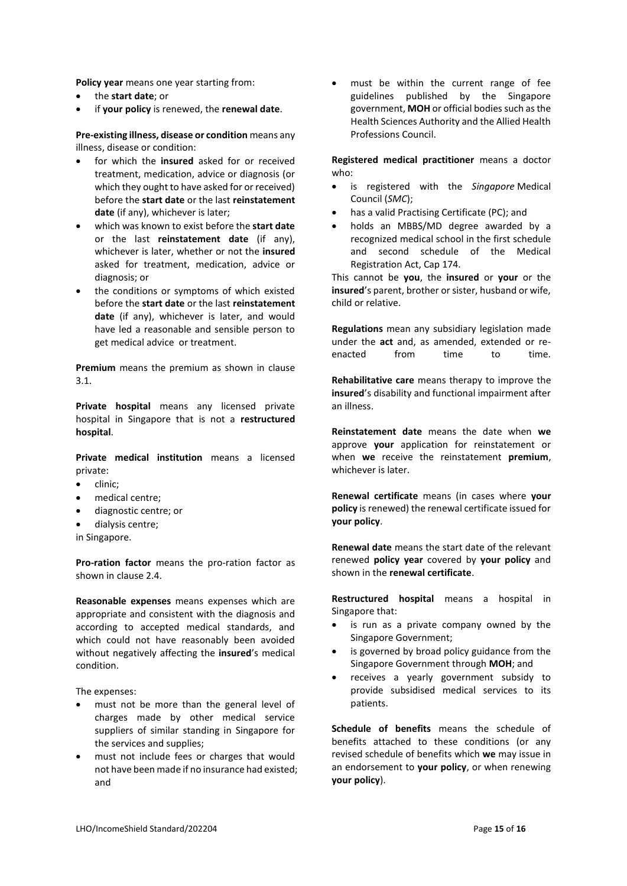**Policy year** means one year starting from:

- the **start date**; or
- if **your policy** is renewed, the **renewal date**.

**Pre-existing illness, disease or condition** means any illness, disease or condition:

- for which the **insured** asked for or received treatment, medication, advice or diagnosis (or which they ought to have asked for or received) before the **start date** or the last **reinstatement date** (if any), whichever is later;
- which was known to exist before the **start date** or the last **reinstatement date** (if any), whichever is later, whether or not the **insured** asked for treatment, medication, advice or diagnosis; or
- the conditions or symptoms of which existed before the **start date** or the last **reinstatement date** (if any), whichever is later, and would have led a reasonable and sensible person to get medical advice or treatment.

**Premium** means the premium as shown in clause 3.1.

**Private hospital** means any licensed private hospital in Singapore that is not a **restructured hospital**.

**Private medical institution** means a licensed private:

- clinic;
- medical centre;
- diagnostic centre; or
- dialysis centre;

in Singapore.

**Pro-ration factor** means the pro-ration factor as shown in clause 2.4.

**Reasonable expenses** means expenses which are appropriate and consistent with the diagnosis and according to accepted medical standards, and which could not have reasonably been avoided without negatively affecting the **insured**'s medical condition.

The expenses:

- must not be more than the general level of charges made by other medical service suppliers of similar standing in Singapore for the services and supplies;
- must not include fees or charges that would not have been made if no insurance had existed; and
- must be within the current range of fee guidelines published by the Singapore government, **MOH** or official bodies such as the Health Sciences Authority and the Allied Health Professions Council.

**Registered medical practitioner** means a doctor who:

- is registered with the *Singapore* Medical Council (*SMC*);
- has a valid Practising Certificate (PC); and
- holds an MBBS/MD degree awarded by a recognized medical school in the first schedule and second schedule of the Medical Registration Act, Cap 174.

This cannot be **you**, the **insured** or **your** or the **insured**'s parent, brother or sister, husband or wife, child or relative.

**Regulations** mean any subsidiary legislation made under the **act** and, as amended, extended or re-enacted from time to time.

**Rehabilitative care** means therapy to improve the **insured**'s disability and functional impairment after an illness.

**Reinstatement date** means the date when **we** approve **your** application for reinstatement or when **we** receive the reinstatement **premium**, whichever is later.

**Renewal certificate** means (in cases where **your policy** is renewed) the renewal certificate issued for **your policy**.

**Renewal date** means the start date of the relevant renewed **policy year** covered by **your policy** and shown in the **renewal certificate**.

**Restructured hospital** means a hospital in Singapore that:

- is run as a private company owned by the Singapore Government;
- is governed by broad policy guidance from the Singapore Government through **MOH**; and
- receives a yearly government subsidy to provide subsidised medical services to its patients.

**Schedule of benefits** means the schedule of benefits attached to these conditions (or any revised schedule of benefits which **we** may issue in an endorsement to **your policy**, or when renewing **your policy**).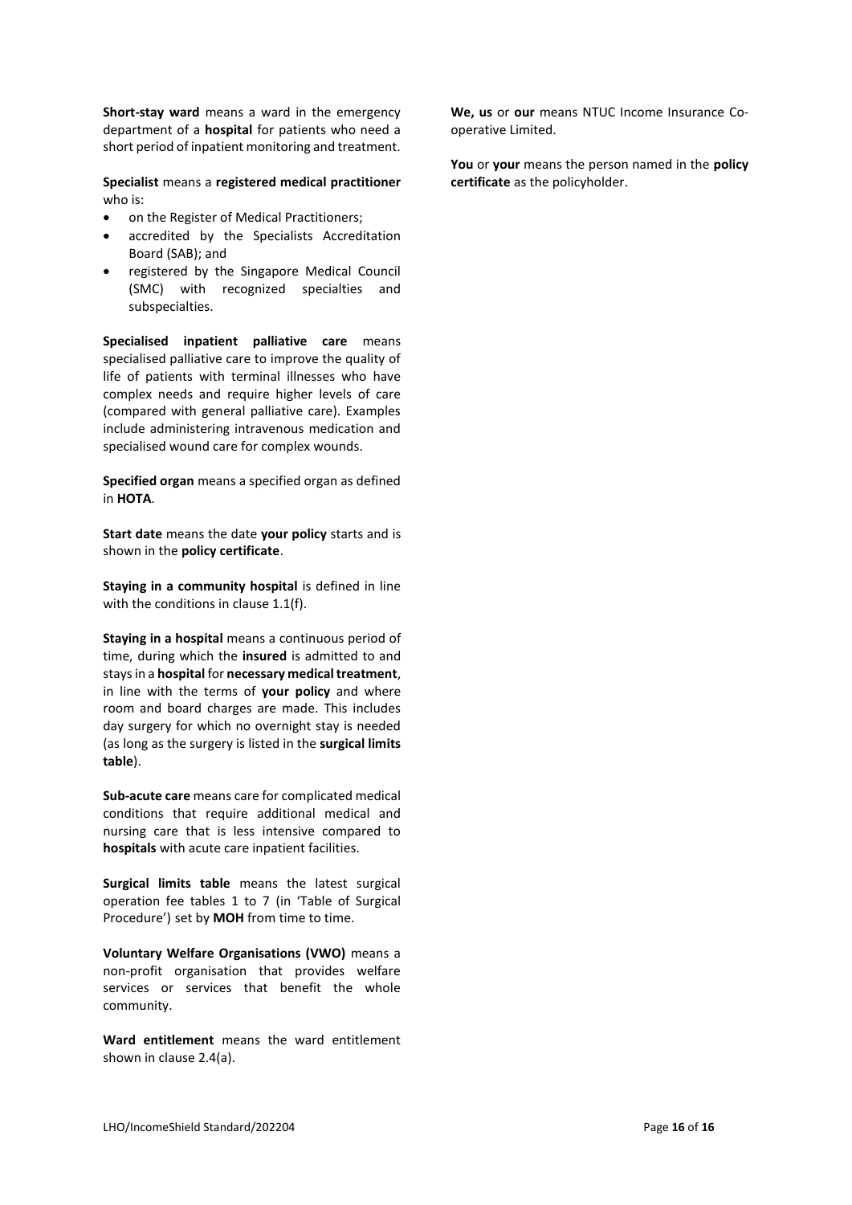**Short-stay ward** means a ward in the emergency department of a **hospital** for patients who need a short period of inpatient monitoring and treatment.

**Specialist** means a **registered medical practitioner** who is:

- on the Register of Medical Practitioners;
- accredited by the Specialists Accreditation Board (SAB); and
- registered by the Singapore Medical Council (SMC) with recognized specialties and subspecialties.

**Specialised inpatient palliative care** means specialised palliative care to improve the quality of life of patients with terminal illnesses who have complex needs and require higher levels of care (compared with general palliative care). Examples include administering intravenous medication and specialised wound care for complex wounds.

**Specified organ** means a specified organ as defined in **HOTA**.

**Start date** means the date **your policy** starts and is shown in the **policy certificate**.

**Staying in a community hospital** is defined in line with the conditions in clause 1.1(f).

**Staying in a hospital** means a continuous period of time, during which the **insured** is admitted to and stays in a **hospital** for **necessary medical treatment**, in line with the terms of **your policy** and where room and board charges are made. This includes day surgery for which no overnight stay is needed (as long as the surgery is listed in the **surgical limits table**).

**Sub-acute care** means care for complicated medical conditions that require additional medical and nursing care that is less intensive compared to **hospitals** with acute care inpatient facilities.

**Surgical limits table** means the latest surgical operation fee tables 1 to 7 (in 'Table of Surgical Procedure') set by **MOH** from time to time.

**Voluntary Welfare Organisations (VWO)** means a non-profit organisation that provides welfare services or services that benefit the whole community.

**Ward entitlement** means the ward entitlement shown in clause 2.4(a).

**We, us** or **our** means NTUC Income Insurance Co-operative Limited.

**You** or **your** means the person named in the **policy certificate** as the policyholder.